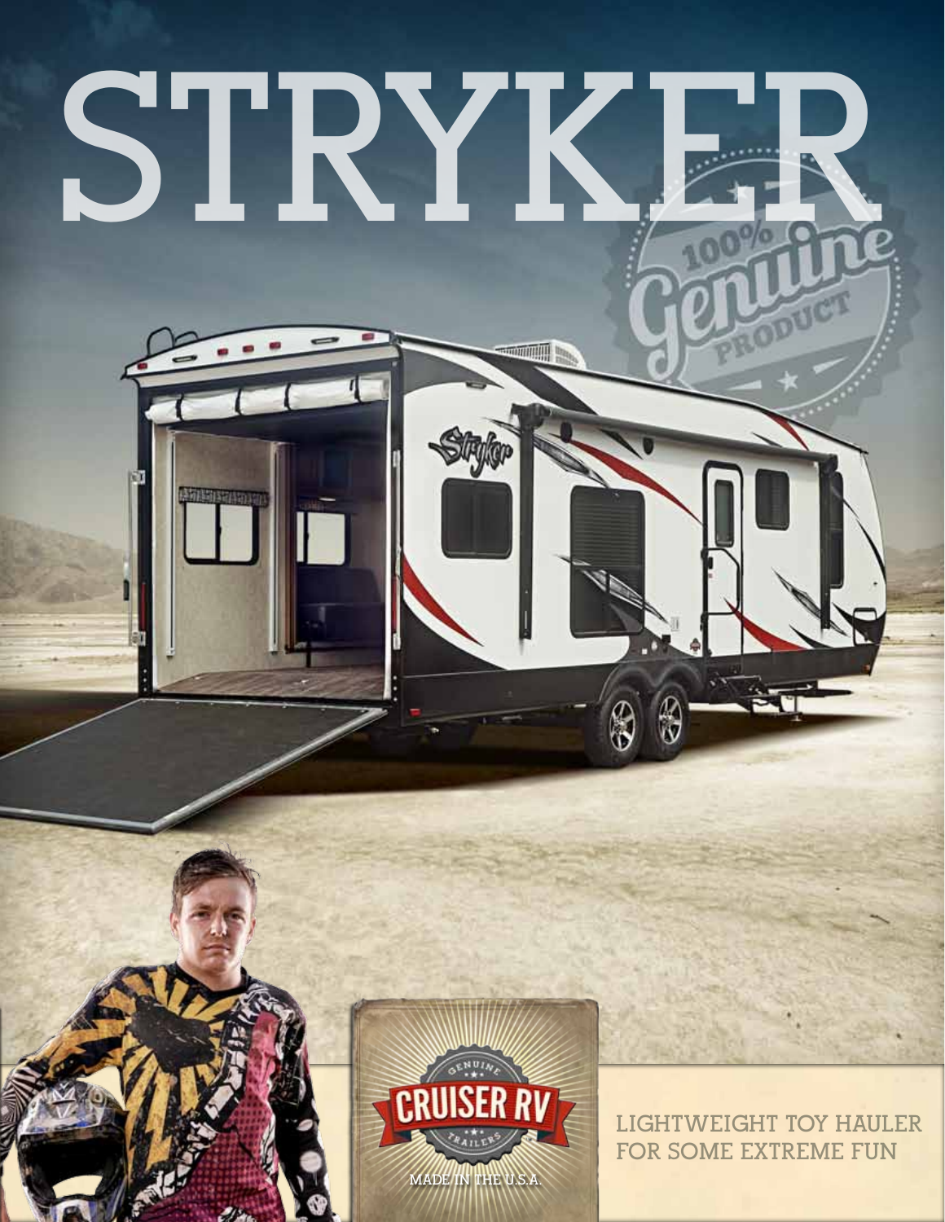# STRYKER

100% Genuine Product

Genuine Cruiser RV Trailers

MADE IN THE U.S.A.

LIGHTWEIGHT TOY HAULER FOR SOME EXTREME FUN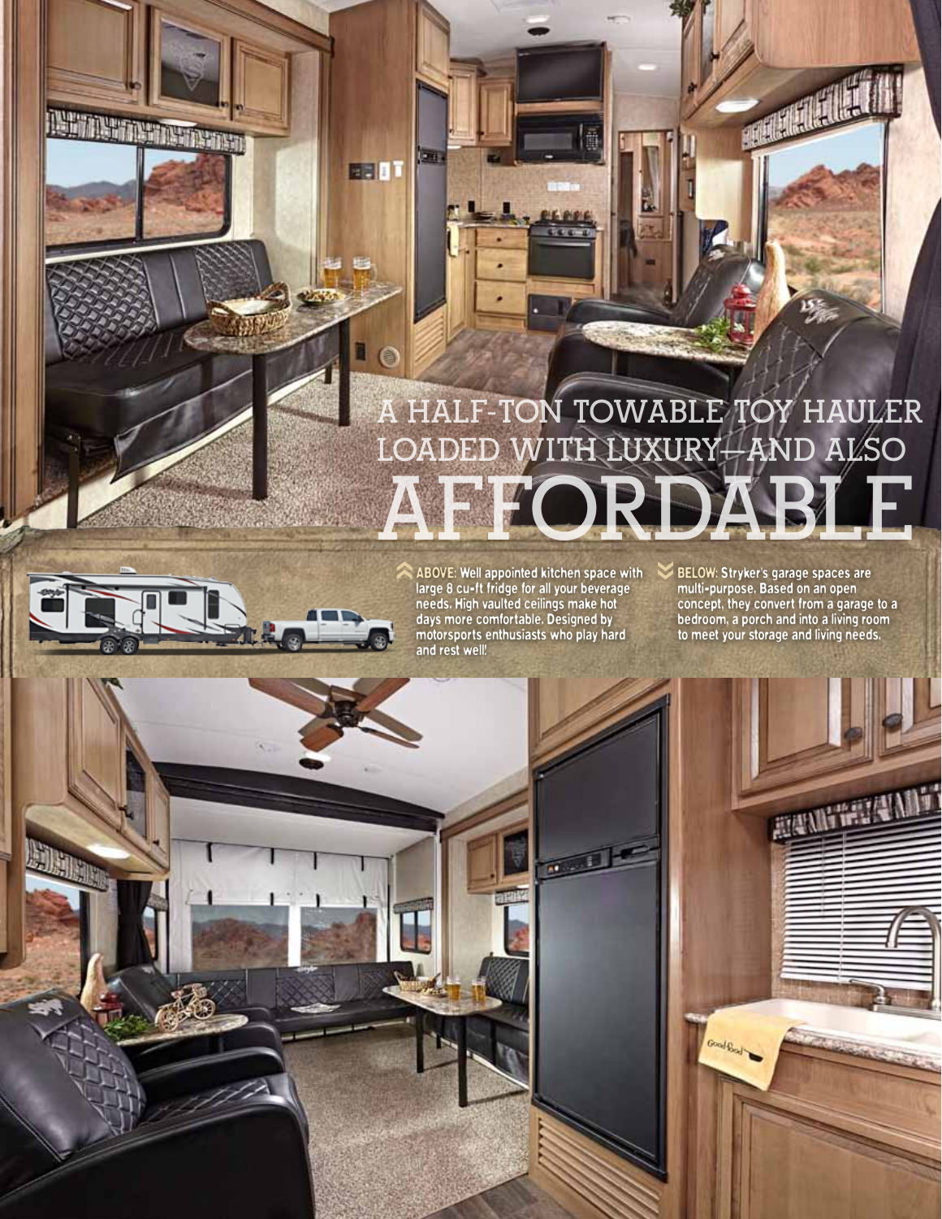# A HALF-TON TOWABLE TOY HAULER LOADED WITH LUXURY—AND ALSO AFFORDABLE

**ABOVE:** Well appointed kitchen space with large 8 cu-ft fridge for all your beverage needs. High vaulted ceilings make hot days more comfortable. Designed by motorsports enthusiasts who play hard and rest well!

**BELOW:** Stryker's garage spaces are multi-purpose. Based on an open concept, they convert from a garage to a bedroom, a porch and into a living room to meet your storage and living needs.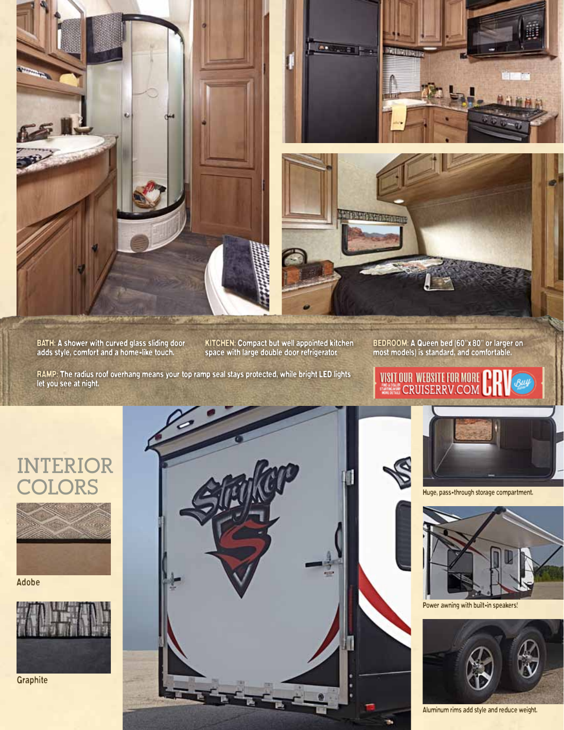**BATH:** A shower with curved glass sliding door adds style, comfort and a home-like touch.

**KITCHEN:** Compact but well appointed kitchen space with large double door refrigerator.

**BEDROOM:** A Queen bed (60"x 80" or larger on most models) is standard, and comfortable.

**RAMP:** The radius roof overhang means your top ramp seal stays protected, while bright LED lights let you see at night.

VISIT OUR WEBSITE FOR MORE CRUISERRV.COM

# INTERIOR COLORS

Adobe

Graphite

Huge, pass-through storage compartment.

Power awning with built-in speakers!

Aluminum rims add style and reduce weight.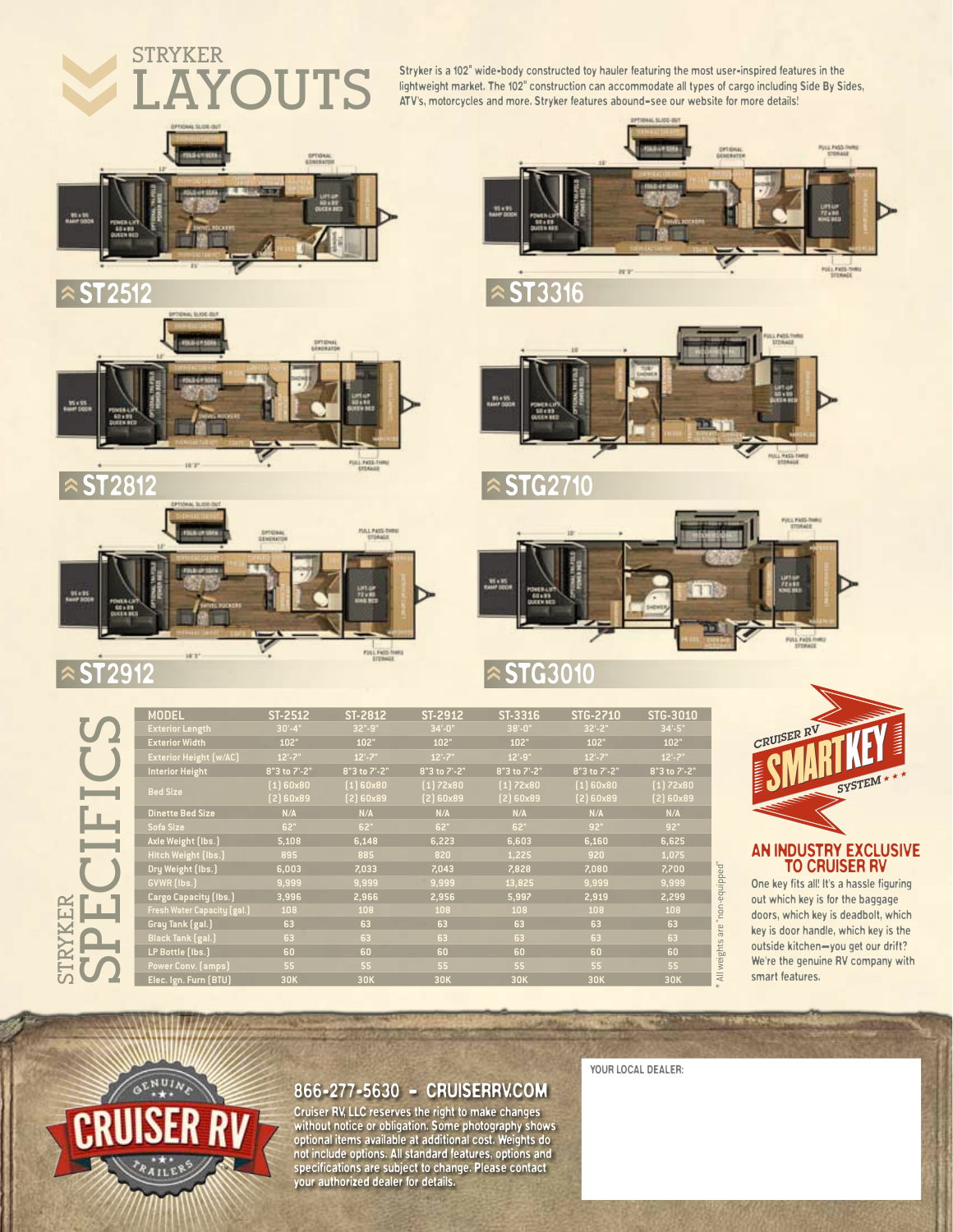# STRYKER LAYOUTS

Stryker is a 102" wide-body constructed toy hauler featuring the most user-inspired features in the lightweight market. The 102" construction can accommodate all types of cargo including Side By Sides, ATV's, motorcycles and more. Stryker features abound–see our website for more details!

## ST2512

## ST3316

## ST2812

## STG2710

## ST2912

## STG3010

## STRYKER SPECIFICS

| MODEL | ST-2512 | ST-2812 | ST-2912 | ST-3316 | STG-2710 | STG-3010 |
|---|---|---|---|---|---|---|
| Exterior Length | 30'-4" | 32"-9" | 34'-0" | 38'-0" | 32'-2" | 34'-5" |
| Exterior Width | 102" | 102" | 102" | 102" | 102" | 102" |
| Exterior Height (w/AC) | 12'-7" | 12'-7" | 12'-7" | 12'-9" | 12'-7" | 12'-7" |
| Interior Height | 8"3 to 7'-2" | 8"3 to 7'-2" | 8"3 to 7'-2" | 8"3 to 7'-2" | 8"3 to 7'-2" | 8"3 to 7'-2" |
| Bed Size | (1) 60x80 (2) 60x89 | (1) 60x80 (2) 60x89 | (1) 72x80 (2) 60x89 | (1) 72x80 (2) 60x89 | (1) 60x80 (2) 60x89 | (1) 72x80 (2) 60x89 |
| Dinette Bed Size | N/A | N/A | N/A | N/A | N/A | N/A |
| Sofa Size | 62" | 62" | 62" | 62" | 92" | 92" |
| Axle Weight (lbs.) | 5,108 | 6,148 | 6,223 | 6,603 | 6,160 | 6,625 |
| Hitch Weight (lbs.) | 895 | 885 | 820 | 1,225 | 920 | 1,075 |
| Dry Weight (lbs.) | 6,003 | 7,033 | 7,043 | 7,828 | 7,080 | 7,700 |
| GVWR (lbs.) | 9,999 | 9,999 | 9,999 | 13,825 | 9,999 | 9,999 |
| Cargo Capacity (lbs.) | 3,996 | 2,966 | 2,956 | 5,997 | 2,919 | 2,299 |
| Fresh Water Capacity (gal.) | 108 | 108 | 108 | 108 | 108 | 108 |
| Gray Tank (gal.) | 63 | 63 | 63 | 63 | 63 | 63 |
| Black Tank (gal.) | 63 | 63 | 63 | 63 | 63 | 63 |
| LP Bottle (lbs.) | 60 | 60 | 60 | 60 | 60 | 60 |
| Power Conv. (amps) | 55 | 55 | 55 | 55 | 55 | 55 |
| Elec. Ign. Furn (BTU) | 30K | 30K | 30K | 30K | 30K | 30K |

\* All weights are "non-equipped"

CRUISER RV SMARTKEY SYSTEM

### AN INDUSTRY EXCLUSIVE TO CRUISER RV

One key fits all! It's a hassle figuring out which key is for the baggage doors, which key is deadbolt, which key is door handle, which key is the outside kitchen—you get our drift? We're the genuine RV company with smart features.

GENUINE CRUISER RV TRAILERS

**866-277-5630 - CRUISERRV.COM**

Cruiser RV, LLC reserves the right to make changes without notice or obligation. Some photography shows optional items available at additional cost. Weights do not include options. All standard features, options and specifications are subject to change. Please contact your authorized dealer for details.

YOUR LOCAL DEALER: